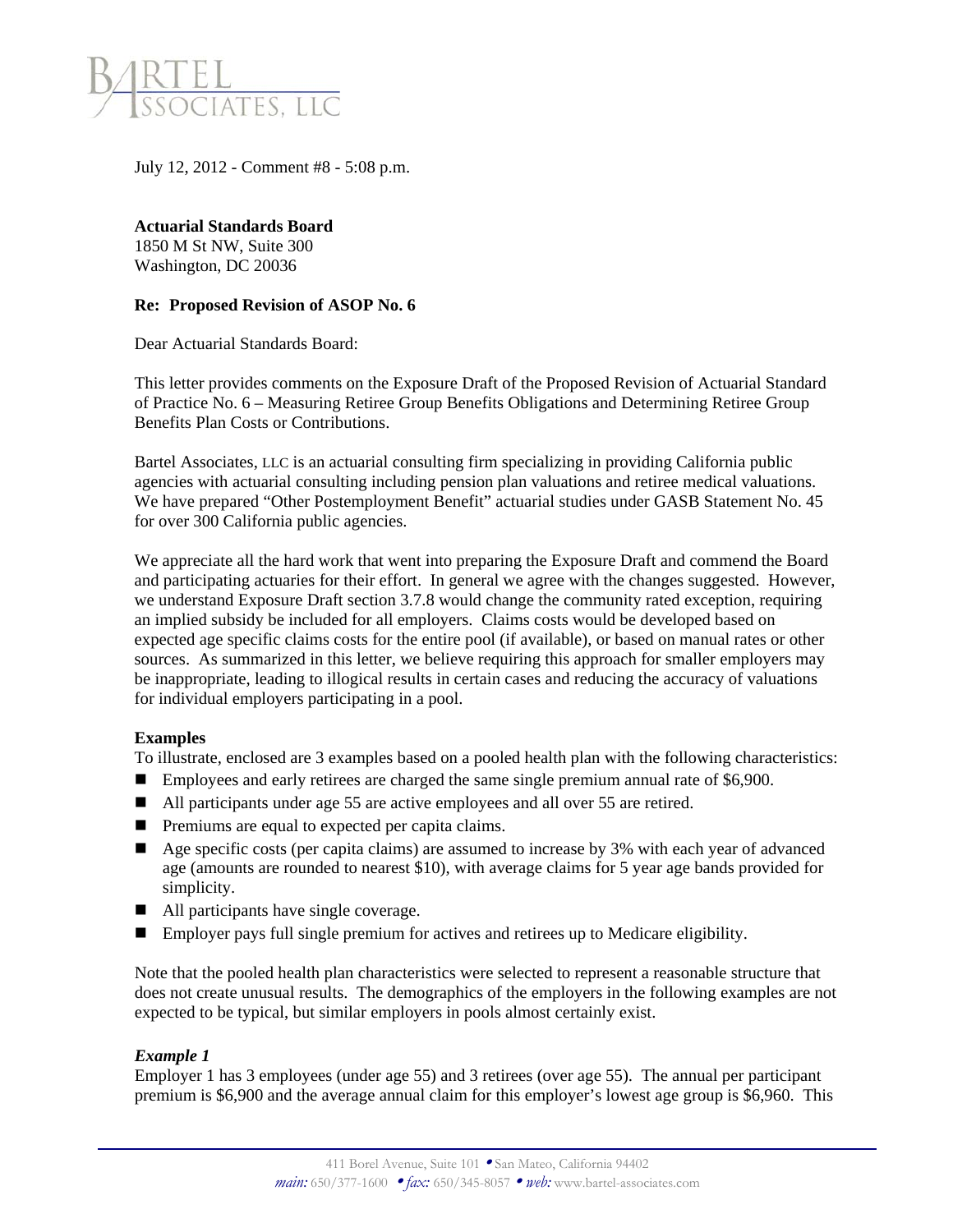July 12, 2012 - Comment #8 - 5:08 p.m.

**Actuarial Standards Board**
1850 M St NW, Suite 300
Washington, DC 20036

**Re: Proposed Revision of ASOP No. 6**

Dear Actuarial Standards Board:

This letter provides comments on the Exposure Draft of the Proposed Revision of Actuarial Standard of Practice No. 6 – Measuring Retiree Group Benefits Obligations and Determining Retiree Group Benefits Plan Costs or Contributions.

Bartel Associates, LLC is an actuarial consulting firm specializing in providing California public agencies with actuarial consulting including pension plan valuations and retiree medical valuations. We have prepared "Other Postemployment Benefit" actuarial studies under GASB Statement No. 45 for over 300 California public agencies.

We appreciate all the hard work that went into preparing the Exposure Draft and commend the Board and participating actuaries for their effort. In general we agree with the changes suggested. However, we understand Exposure Draft section 3.7.8 would change the community rated exception, requiring an implied subsidy be included for all employers. Claims costs would be developed based on expected age specific claims costs for the entire pool (if available), or based on manual rates or other sources. As summarized in this letter, we believe requiring this approach for smaller employers may be inappropriate, leading to illogical results in certain cases and reducing the accuracy of valuations for individual employers participating in a pool.

**Examples**

To illustrate, enclosed are 3 examples based on a pooled health plan with the following characteristics:

- Employees and early retirees are charged the same single premium annual rate of $6,900.
- All participants under age 55 are active employees and all over 55 are retired.
- Premiums are equal to expected per capita claims.
- Age specific costs (per capita claims) are assumed to increase by 3% with each year of advanced age (amounts are rounded to nearest $10), with average claims for 5 year age bands provided for simplicity.
- All participants have single coverage.
- Employer pays full single premium for actives and retirees up to Medicare eligibility.

Note that the pooled health plan characteristics were selected to represent a reasonable structure that does not create unusual results. The demographics of the employers in the following examples are not expected to be typical, but similar employers in pools almost certainly exist.

***Example 1***

Employer 1 has 3 employees (under age 55) and 3 retirees (over age 55). The annual per participant premium is $6,900 and the average annual claim for this employer's lowest age group is $6,960. This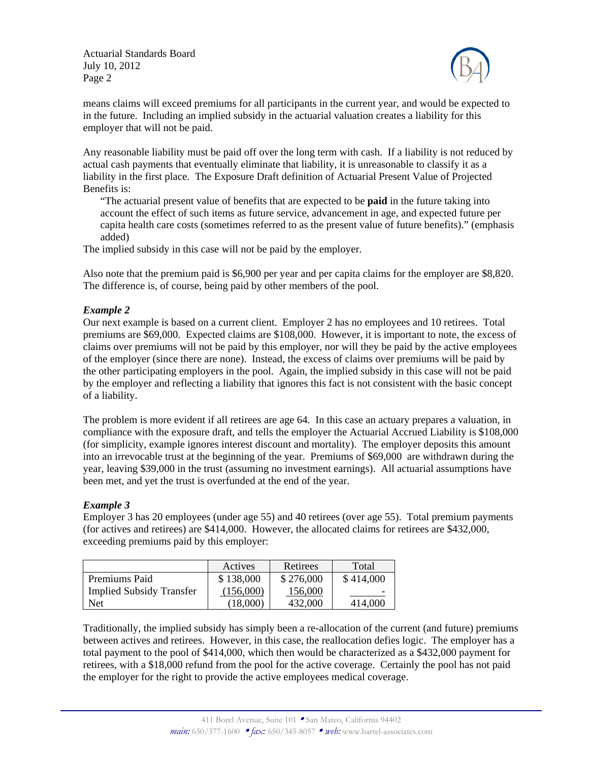means claims will exceed premiums for all participants in the current year, and would be expected to in the future. Including an implied subsidy in the actuarial valuation creates a liability for this employer that will not be paid.

Any reasonable liability must be paid off over the long term with cash. If a liability is not reduced by actual cash payments that eventually eliminate that liability, it is unreasonable to classify it as a liability in the first place. The Exposure Draft definition of Actuarial Present Value of Projected Benefits is:

> "The actuarial present value of benefits that are expected to be **paid** in the future taking into account the effect of such items as future service, advancement in age, and expected future per capita health care costs (sometimes referred to as the present value of future benefits)." (emphasis added)

The implied subsidy in this case will not be paid by the employer.

Also note that the premium paid is $6,900 per year and per capita claims for the employer are $8,820. The difference is, of course, being paid by other members of the pool.

***Example 2***

Our next example is based on a current client. Employer 2 has no employees and 10 retirees. Total premiums are $69,000. Expected claims are $108,000. However, it is important to note, the excess of claims over premiums will not be paid by this employer, nor will they be paid by the active employees of the employer (since there are none). Instead, the excess of claims over premiums will be paid by the other participating employers in the pool. Again, the implied subsidy in this case will not be paid by the employer and reflecting a liability that ignores this fact is not consistent with the basic concept of a liability.

The problem is more evident if all retirees are age 64. In this case an actuary prepares a valuation, in compliance with the exposure draft, and tells the employer the Actuarial Accrued Liability is $108,000 (for simplicity, example ignores interest discount and mortality). The employer deposits this amount into an irrevocable trust at the beginning of the year. Premiums of $69,000 are withdrawn during the year, leaving $39,000 in the trust (assuming no investment earnings). All actuarial assumptions have been met, and yet the trust is overfunded at the end of the year.

***Example 3***

Employer 3 has 20 employees (under age 55) and 40 retirees (over age 55). Total premium payments (for actives and retirees) are $414,000. However, the allocated claims for retirees are $432,000, exceeding premiums paid by this employer:

| | Actives | Retirees | Total |
|---|---|---|---|
| Premiums Paid | $ 138,000 | $ 276,000 | $ 414,000 |
| Implied Subsidy Transfer | (156,000) | 156,000 | - |
| Net | (18,000) | 432,000 | 414,000 |

Traditionally, the implied subsidy has simply been a re-allocation of the current (and future) premiums between actives and retirees. However, in this case, the reallocation defies logic. The employer has a total payment to the pool of $414,000, which then would be characterized as a $432,000 payment for retirees, with a $18,000 refund from the pool for the active coverage. Certainly the pool has not paid the employer for the right to provide the active employees medical coverage.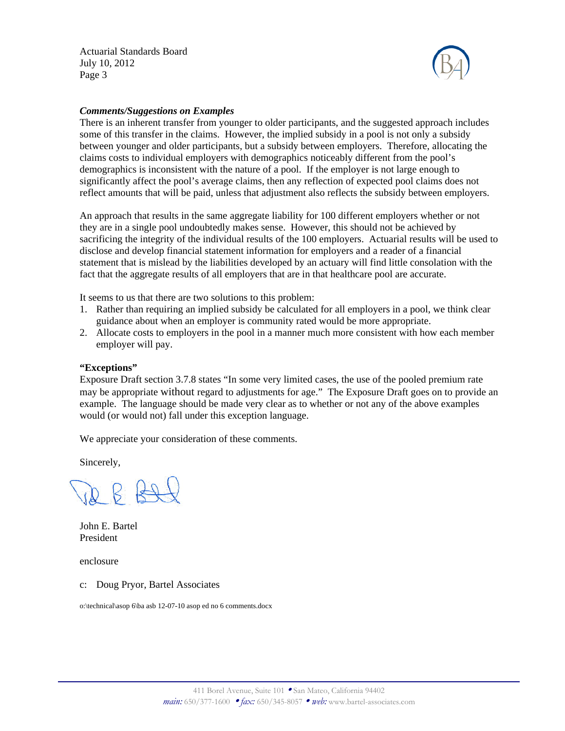***Comments/Suggestions on Examples***

There is an inherent transfer from younger to older participants, and the suggested approach includes some of this transfer in the claims. However, the implied subsidy in a pool is not only a subsidy between younger and older participants, but a subsidy between employers. Therefore, allocating the claims costs to individual employers with demographics noticeably different from the pool's demographics is inconsistent with the nature of a pool. If the employer is not large enough to significantly affect the pool's average claims, then any reflection of expected pool claims does not reflect amounts that will be paid, unless that adjustment also reflects the subsidy between employers.

An approach that results in the same aggregate liability for 100 different employers whether or not they are in a single pool undoubtedly makes sense. However, this should not be achieved by sacrificing the integrity of the individual results of the 100 employers. Actuarial results will be used to disclose and develop financial statement information for employers and a reader of a financial statement that is mislead by the liabilities developed by an actuary will find little consolation with the fact that the aggregate results of all employers that are in that healthcare pool are accurate.

It seems to us that there are two solutions to this problem:

1. Rather than requiring an implied subsidy be calculated for all employers in a pool, we think clear guidance about when an employer is community rated would be more appropriate.
2. Allocate costs to employers in the pool in a manner much more consistent with how each member employer will pay.

**"Exceptions"**

Exposure Draft section 3.7.8 states "In some very limited cases, the use of the pooled premium rate may be appropriate without regard to adjustments for age." The Exposure Draft goes on to provide an example. The language should be made very clear as to whether or not any of the above examples would (or would not) fall under this exception language.

We appreciate your consideration of these comments.

Sincerely,

John E. Bartel
President

enclosure

c: Doug Pryor, Bartel Associates

o:\technical\asop 6\ba asb 12-07-10 asop ed no 6 comments.docx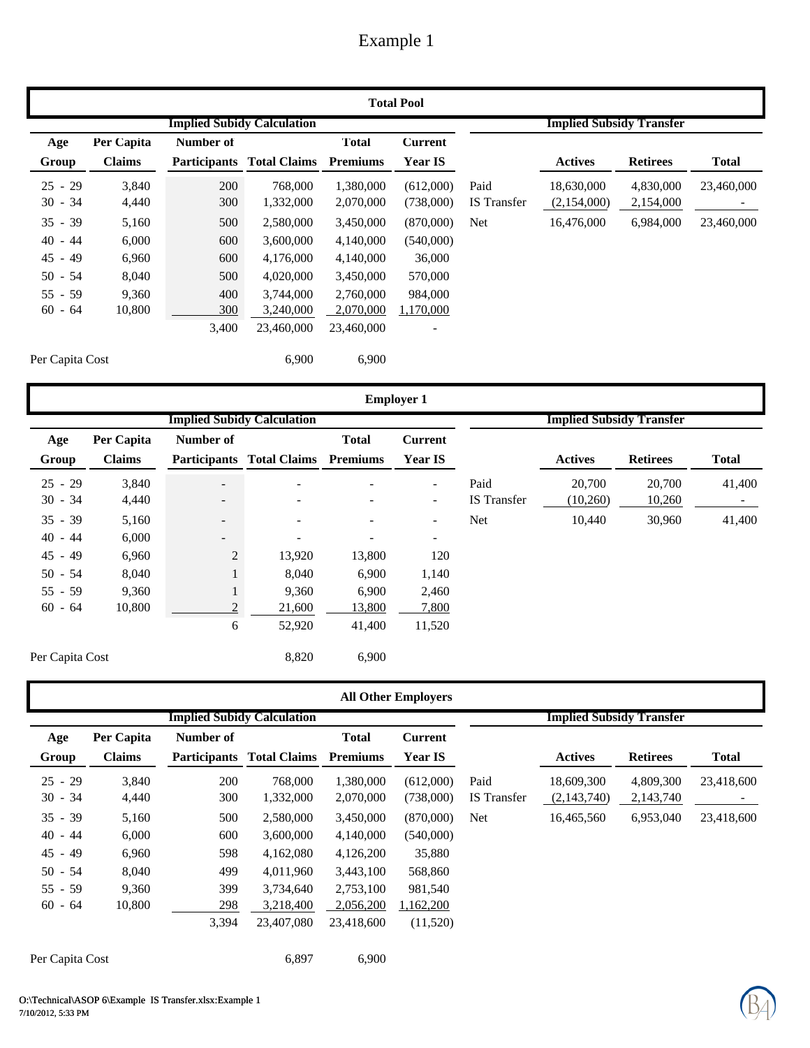# Example 1

## Total Pool

| Age Group | Per Capita Claims | Number of Participants | Total Claims | Total Premiums | Current Year IS | | | Actives | Retirees | Total |
|---|---|---|---|---|---|---|---|---|---|---|
| | | **Implied Subidy Calculation** | | | | | **Implied Subsidy Transfer** | | | |
| 25 - 29 | 3,840 | 200 | 768,000 | 1,380,000 | (612,000) | Paid | | 18,630,000 | 4,830,000 | 23,460,000 |
| 30 - 34 | 4,440 | 300 | 1,332,000 | 2,070,000 | (738,000) | IS Transfer | | (2,154,000) | 2,154,000 | - |
| 35 - 39 | 5,160 | 500 | 2,580,000 | 3,450,000 | (870,000) | Net | | 16,476,000 | 6,984,000 | 23,460,000 |
| 40 - 44 | 6,000 | 600 | 3,600,000 | 4,140,000 | (540,000) | | | | | |
| 45 - 49 | 6,960 | 600 | 4,176,000 | 4,140,000 | 36,000 | | | | | |
| 50 - 54 | 8,040 | 500 | 4,020,000 | 3,450,000 | 570,000 | | | | | |
| 55 - 59 | 9,360 | 400 | 3,744,000 | 2,760,000 | 984,000 | | | | | |
| 60 - 64 | 10,800 | 300 | 3,240,000 | 2,070,000 | 1,170,000 | | | | | |
| | | 3,400 | 23,460,000 | 23,460,000 | - | | | | | |
| Per Capita Cost | | | 6,900 | 6,900 | | | | | | |

## Employer 1

| Age Group | Per Capita Claims | Number of Participants | Total Claims | Total Premiums | Current Year IS | | | Actives | Retirees | Total |
|---|---|---|---|---|---|---|---|---|---|---|
| | | **Implied Subidy Calculation** | | | | | **Implied Subsidy Transfer** | | | |
| 25 - 29 | 3,840 | - | - | - | - | Paid | | 20,700 | 20,700 | 41,400 |
| 30 - 34 | 4,440 | - | - | - | - | IS Transfer | | (10,260) | 10,260 | - |
| 35 - 39 | 5,160 | - | - | - | - | Net | | 10,440 | 30,960 | 41,400 |
| 40 - 44 | 6,000 | - | - | - | - | | | | | |
| 45 - 49 | 6,960 | 2 | 13,920 | 13,800 | 120 | | | | | |
| 50 - 54 | 8,040 | 1 | 8,040 | 6,900 | 1,140 | | | | | |
| 55 - 59 | 9,360 | 1 | 9,360 | 6,900 | 2,460 | | | | | |
| 60 - 64 | 10,800 | 2 | 21,600 | 13,800 | 7,800 | | | | | |
| | | 6 | 52,920 | 41,400 | 11,520 | | | | | |
| Per Capita Cost | | | 8,820 | 6,900 | | | | | | |

## All Other Employers

| Age Group | Per Capita Claims | Number of Participants | Total Claims | Total Premiums | Current Year IS | | | Actives | Retirees | Total |
|---|---|---|---|---|---|---|---|---|---|---|
| | | **Implied Subidy Calculation** | | | | | **Implied Subsidy Transfer** | | | |
| 25 - 29 | 3,840 | 200 | 768,000 | 1,380,000 | (612,000) | Paid | | 18,609,300 | 4,809,300 | 23,418,600 |
| 30 - 34 | 4,440 | 300 | 1,332,000 | 2,070,000 | (738,000) | IS Transfer | | (2,143,740) | 2,143,740 | - |
| 35 - 39 | 5,160 | 500 | 2,580,000 | 3,450,000 | (870,000) | Net | | 16,465,560 | 6,953,040 | 23,418,600 |
| 40 - 44 | 6,000 | 600 | 3,600,000 | 4,140,000 | (540,000) | | | | | |
| 45 - 49 | 6,960 | 598 | 4,162,080 | 4,126,200 | 35,880 | | | | | |
| 50 - 54 | 8,040 | 499 | 4,011,960 | 3,443,100 | 568,860 | | | | | |
| 55 - 59 | 9,360 | 399 | 3,734,640 | 2,753,100 | 981,540 | | | | | |
| 60 - 64 | 10,800 | 298 | 3,218,400 | 2,056,200 | 1,162,200 | | | | | |
| | | 3,394 | 23,407,080 | 23,418,600 | (11,520) | | | | | |
| Per Capita Cost | | | 6,897 | 6,900 | | | | | | |

O:\Technical\ASOP 6\Example IS Transfer.xlsx:Example 1
7/10/2012, 5:33 PM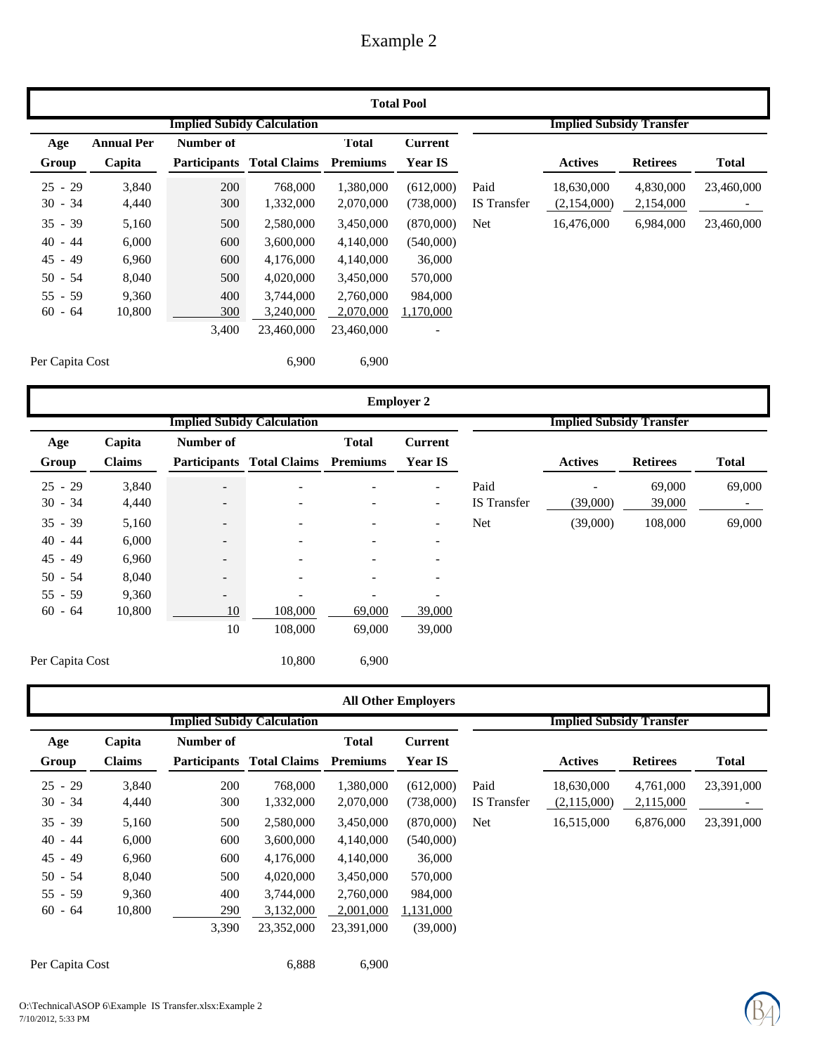# Example 2

## Total Pool

| Implied Subidy Calculation | | | | | | Implied Subsidy Transfer | | | |
|---|---|---|---|---|---|---|---|---|---|
| Age Group | Annual Per Capita | Number of Participants | Total Claims | Total Premiums | Current Year IS | | Actives | Retirees | Total |
| 25 - 29 | 3,840 | 200 | 768,000 | 1,380,000 | (612,000) | Paid | 18,630,000 | 4,830,000 | 23,460,000 |
| 30 - 34 | 4,440 | 300 | 1,332,000 | 2,070,000 | (738,000) | IS Transfer | (2,154,000) | 2,154,000 | - |
| 35 - 39 | 5,160 | 500 | 2,580,000 | 3,450,000 | (870,000) | Net | 16,476,000 | 6,984,000 | 23,460,000 |
| 40 - 44 | 6,000 | 600 | 3,600,000 | 4,140,000 | (540,000) | | | | |
| 45 - 49 | 6,960 | 600 | 4,176,000 | 4,140,000 | 36,000 | | | | |
| 50 - 54 | 8,040 | 500 | 4,020,000 | 3,450,000 | 570,000 | | | | |
| 55 - 59 | 9,360 | 400 | 3,744,000 | 2,760,000 | 984,000 | | | | |
| 60 - 64 | 10,800 | 300 | 3,240,000 | 2,070,000 | 1,170,000 | | | | |
| | | 3,400 | 23,460,000 | 23,460,000 | - | | | | |
| Per Capita Cost | | | 6,900 | 6,900 | | | | | |

## Employer 2

| Implied Subidy Calculation | | | | | | Implied Subsidy Transfer | | | |
|---|---|---|---|---|---|---|---|---|---|
| Age Group | Capita Claims | Number of Participants | Total Claims | Total Premiums | Current Year IS | | Actives | Retirees | Total |
| 25 - 29 | 3,840 | - | - | - | - | Paid | - | 69,000 | 69,000 |
| 30 - 34 | 4,440 | - | - | - | - | IS Transfer | (39,000) | 39,000 | - |
| 35 - 39 | 5,160 | - | - | - | - | Net | (39,000) | 108,000 | 69,000 |
| 40 - 44 | 6,000 | - | - | - | - | | | | |
| 45 - 49 | 6,960 | - | - | - | - | | | | |
| 50 - 54 | 8,040 | - | - | - | - | | | | |
| 55 - 59 | 9,360 | - | - | - | - | | | | |
| 60 - 64 | 10,800 | 10 | 108,000 | 69,000 | 39,000 | | | | |
| | | 10 | 108,000 | 69,000 | 39,000 | | | | |
| Per Capita Cost | | | 10,800 | 6,900 | | | | | |

## All Other Employers

| Implied Subidy Calculation | | | | | | Implied Subsidy Transfer | | | |
|---|---|---|---|---|---|---|---|---|---|
| Age Group | Capita Claims | Number of Participants | Total Claims | Total Premiums | Current Year IS | | Actives | Retirees | Total |
| 25 - 29 | 3,840 | 200 | 768,000 | 1,380,000 | (612,000) | Paid | 18,630,000 | 4,761,000 | 23,391,000 |
| 30 - 34 | 4,440 | 300 | 1,332,000 | 2,070,000 | (738,000) | IS Transfer | (2,115,000) | 2,115,000 | - |
| 35 - 39 | 5,160 | 500 | 2,580,000 | 3,450,000 | (870,000) | Net | 16,515,000 | 6,876,000 | 23,391,000 |
| 40 - 44 | 6,000 | 600 | 3,600,000 | 4,140,000 | (540,000) | | | | |
| 45 - 49 | 6,960 | 600 | 4,176,000 | 4,140,000 | 36,000 | | | | |
| 50 - 54 | 8,040 | 500 | 4,020,000 | 3,450,000 | 570,000 | | | | |
| 55 - 59 | 9,360 | 400 | 3,744,000 | 2,760,000 | 984,000 | | | | |
| 60 - 64 | 10,800 | 290 | 3,132,000 | 2,001,000 | 1,131,000 | | | | |
| | | 3,390 | 23,352,000 | 23,391,000 | (39,000) | | | | |
| Per Capita Cost | | | 6,888 | 6,900 | | | | | |

O:\Technical\ASOP 6\Example IS Transfer.xlsx:Example 2
7/10/2012, 5:33 PM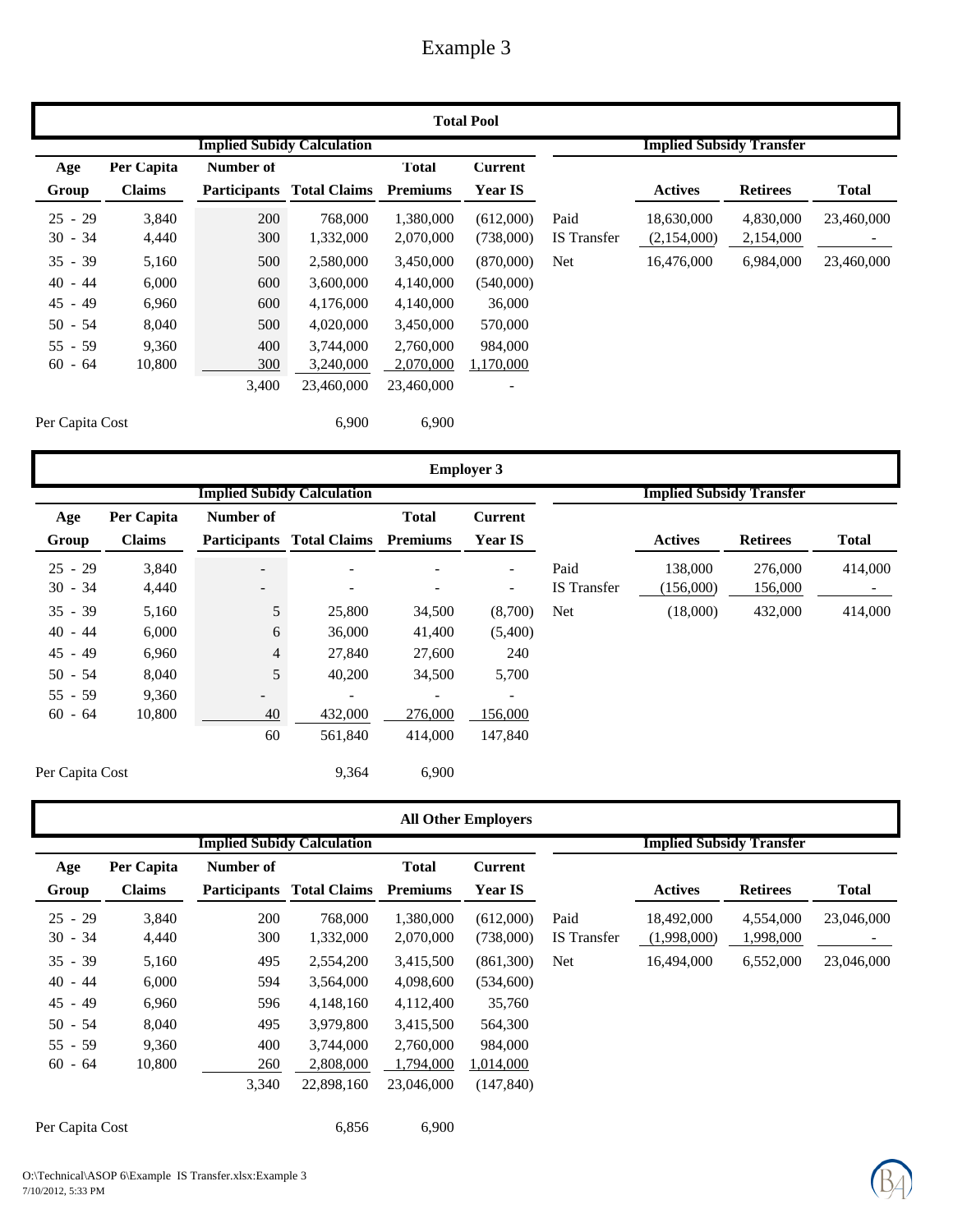# Example 3

**Total Pool**

| Implied Subidy Calculation | | | | | | Implied Subsidy Transfer | | | |
|---|---|---|---|---|---|---|---|---|---|
| Age Group | Per Capita Claims | Number of Participants | Total Claims | Total Premiums | Current Year IS | | Actives | Retirees | Total |
| 25 - 29 | 3,840 | 200 | 768,000 | 1,380,000 | (612,000) | Paid | 18,630,000 | 4,830,000 | 23,460,000 |
| 30 - 34 | 4,440 | 300 | 1,332,000 | 2,070,000 | (738,000) | IS Transfer | (2,154,000) | 2,154,000 | - |
| 35 - 39 | 5,160 | 500 | 2,580,000 | 3,450,000 | (870,000) | Net | 16,476,000 | 6,984,000 | 23,460,000 |
| 40 - 44 | 6,000 | 600 | 3,600,000 | 4,140,000 | (540,000) | | | | |
| 45 - 49 | 6,960 | 600 | 4,176,000 | 4,140,000 | 36,000 | | | | |
| 50 - 54 | 8,040 | 500 | 4,020,000 | 3,450,000 | 570,000 | | | | |
| 55 - 59 | 9,360 | 400 | 3,744,000 | 2,760,000 | 984,000 | | | | |
| 60 - 64 | 10,800 | 300 | 3,240,000 | 2,070,000 | 1,170,000 | | | | |
| | | 3,400 | 23,460,000 | 23,460,000 | - | | | | |
| Per Capita Cost | | | 6,900 | 6,900 | | | | | |

**Employer 3**

| Implied Subidy Calculation | | | | | | Implied Subsidy Transfer | | | |
|---|---|---|---|---|---|---|---|---|---|
| Age Group | Per Capita Claims | Number of Participants | Total Claims | Total Premiums | Current Year IS | | Actives | Retirees | Total |
| 25 - 29 | 3,840 | - | - | - | - | Paid | 138,000 | 276,000 | 414,000 |
| 30 - 34 | 4,440 | - | - | - | - | IS Transfer | (156,000) | 156,000 | - |
| 35 - 39 | 5,160 | 5 | 25,800 | 34,500 | (8,700) | Net | (18,000) | 432,000 | 414,000 |
| 40 - 44 | 6,000 | 6 | 36,000 | 41,400 | (5,400) | | | | |
| 45 - 49 | 6,960 | 4 | 27,840 | 27,600 | 240 | | | | |
| 50 - 54 | 8,040 | 5 | 40,200 | 34,500 | 5,700 | | | | |
| 55 - 59 | 9,360 | - | - | - | - | | | | |
| 60 - 64 | 10,800 | 40 | 432,000 | 276,000 | 156,000 | | | | |
| | | 60 | 561,840 | 414,000 | 147,840 | | | | |
| Per Capita Cost | | | 9,364 | 6,900 | | | | | |

**All Other Employers**

| Implied Subidy Calculation | | | | | | Implied Subsidy Transfer | | | |
|---|---|---|---|---|---|---|---|---|---|
| Age Group | Per Capita Claims | Number of Participants | Total Claims | Total Premiums | Current Year IS | | Actives | Retirees | Total |
| 25 - 29 | 3,840 | 200 | 768,000 | 1,380,000 | (612,000) | Paid | 18,492,000 | 4,554,000 | 23,046,000 |
| 30 - 34 | 4,440 | 300 | 1,332,000 | 2,070,000 | (738,000) | IS Transfer | (1,998,000) | 1,998,000 | - |
| 35 - 39 | 5,160 | 495 | 2,554,200 | 3,415,500 | (861,300) | Net | 16,494,000 | 6,552,000 | 23,046,000 |
| 40 - 44 | 6,000 | 594 | 3,564,000 | 4,098,600 | (534,600) | | | | |
| 45 - 49 | 6,960 | 596 | 4,148,160 | 4,112,400 | 35,760 | | | | |
| 50 - 54 | 8,040 | 495 | 3,979,800 | 3,415,500 | 564,300 | | | | |
| 55 - 59 | 9,360 | 400 | 3,744,000 | 2,760,000 | 984,000 | | | | |
| 60 - 64 | 10,800 | 260 | 2,808,000 | 1,794,000 | 1,014,000 | | | | |
| | | 3,340 | 22,898,160 | 23,046,000 | (147,840) | | | | |
| Per Capita Cost | | | 6,856 | 6,900 | | | | | |

O:\Technical\ASOP 6\Example IS Transfer.xlsx:Example 3
7/10/2012, 5:33 PM